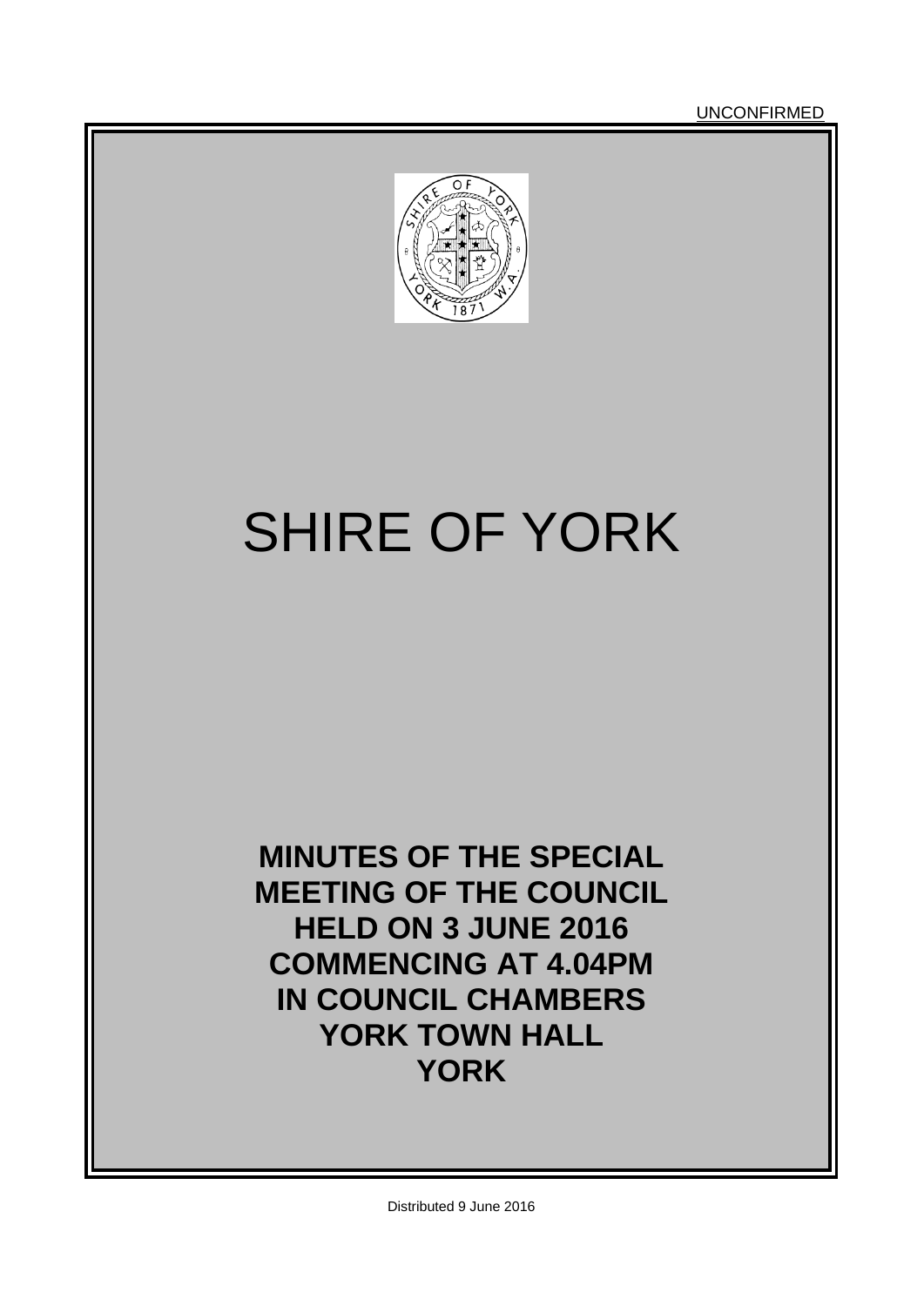UNCONFIRMED

# SHIRE OF YORK

**MINUTES OF THE SPECIAL MEETING OF THE COUNCIL HELD ON 3 JUNE 2016 COMMENCING AT 4.04PM IN COUNCIL CHAMBERS YORK TOWN HALL YORK**

Distributed 9 June 2016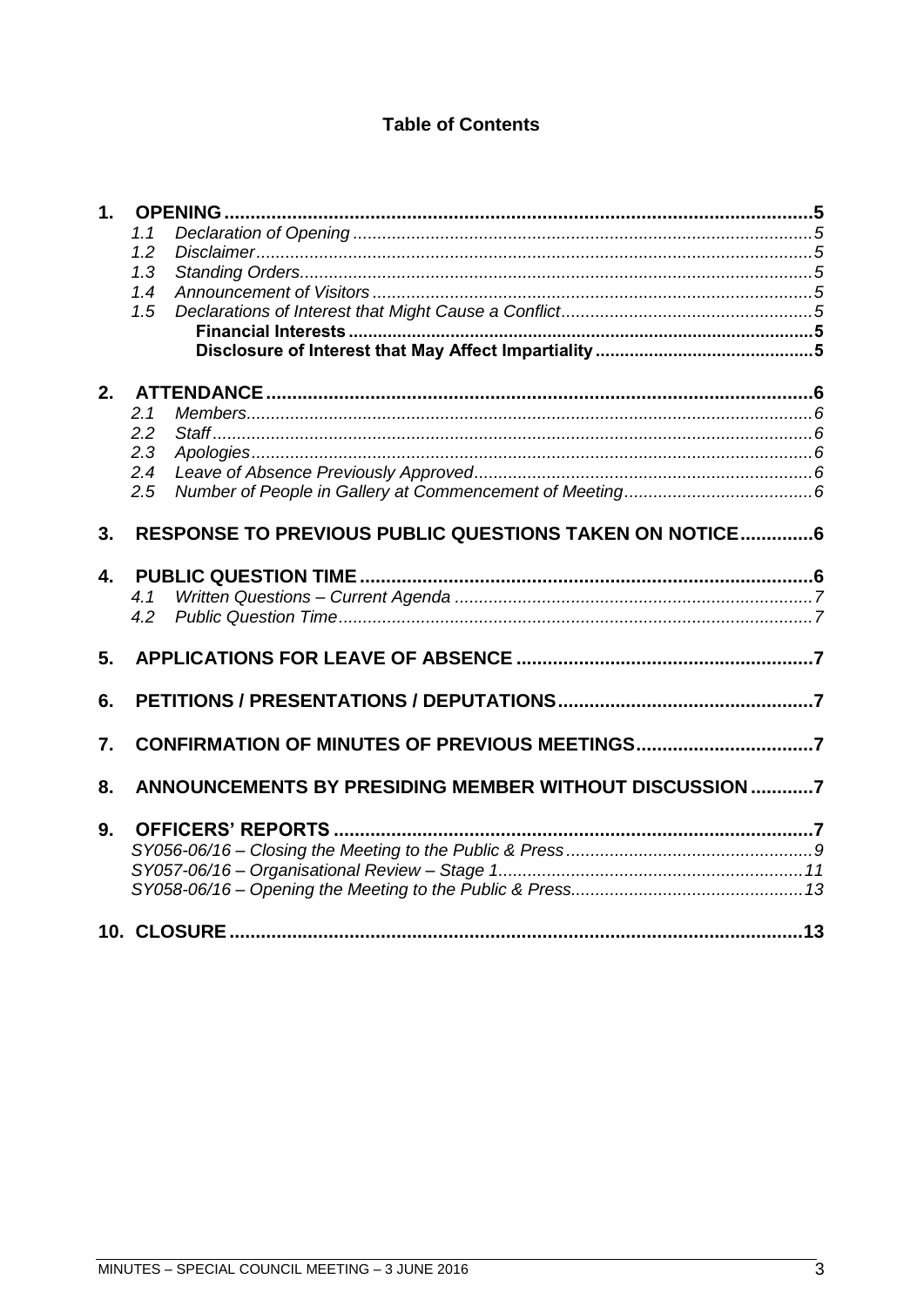# Table of Contents

**1. OPENING** ..... 5

- 1.1 *Declaration of Opening* ..... 5
- 1.2 *Disclaimer* ..... 5
- 1.3 *Standing Orders* ..... 5
- 1.4 *Announcement of Visitors* ..... 5
- 1.5 *Declarations of Interest that Might Cause a Conflict* ..... 5
  - **Financial Interests** ..... 5
  - **Disclosure of Interest that May Affect Impartiality** ..... 5

**2. ATTENDANCE** ..... 6

- 2.1 *Members* ..... 6
- 2.2 *Staff* ..... 6
- 2.3 *Apologies* ..... 6
- 2.4 *Leave of Absence Previously Approved* ..... 6
- 2.5 *Number of People in Gallery at Commencement of Meeting* ..... 6

**3. RESPONSE TO PREVIOUS PUBLIC QUESTIONS TAKEN ON NOTICE** ..... 6

**4. PUBLIC QUESTION TIME** ..... 6

- 4.1 *Written Questions – Current Agenda* ..... 7
- 4.2 *Public Question Time* ..... 7

**5. APPLICATIONS FOR LEAVE OF ABSENCE** ..... 7

**6. PETITIONS / PRESENTATIONS / DEPUTATIONS** ..... 7

**7. CONFIRMATION OF MINUTES OF PREVIOUS MEETINGS** ..... 7

**8. ANNOUNCEMENTS BY PRESIDING MEMBER WITHOUT DISCUSSION** ..... 7

**9. OFFICERS' REPORTS** ..... 7

- *SY056-06/16 – Closing the Meeting to the Public & Press* ..... 9
- *SY057-06/16 – Organisational Review – Stage 1* ..... 11
- *SY058-06/16 – Opening the Meeting to the Public & Press* ..... 13

**10. CLOSURE** ..... 13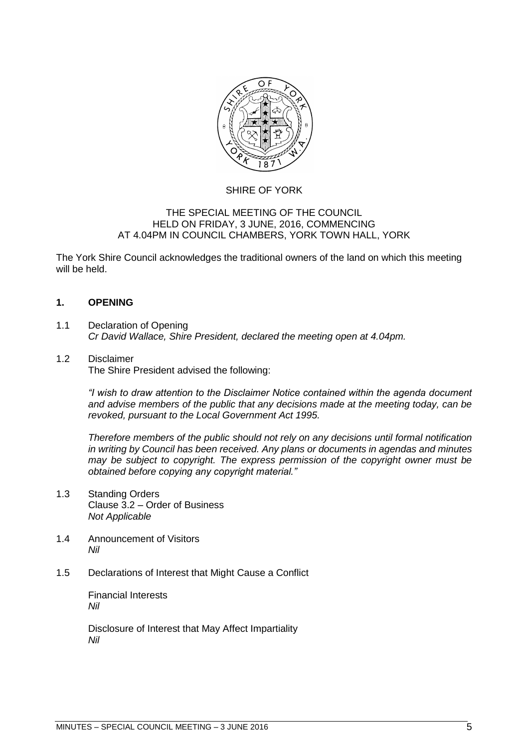SHIRE OF YORK

THE SPECIAL MEETING OF THE COUNCIL
HELD ON FRIDAY, 3 JUNE, 2016, COMMENCING
AT 4.04PM IN COUNCIL CHAMBERS, YORK TOWN HALL, YORK

The York Shire Council acknowledges the traditional owners of the land on which this meeting will be held.

## 1. OPENING

1.1 Declaration of Opening
*Cr David Wallace, Shire President, declared the meeting open at 4.04pm.*

1.2 Disclaimer
The Shire President advised the following:

*"I wish to draw attention to the Disclaimer Notice contained within the agenda document and advise members of the public that any decisions made at the meeting today, can be revoked, pursuant to the Local Government Act 1995.*

*Therefore members of the public should not rely on any decisions until formal notification in writing by Council has been received. Any plans or documents in agendas and minutes may be subject to copyright. The express permission of the copyright owner must be obtained before copying any copyright material."*

1.3 Standing Orders
Clause 3.2 – Order of Business
*Not Applicable*

1.4 Announcement of Visitors
*Nil*

1.5 Declarations of Interest that Might Cause a Conflict

Financial Interests
*Nil*

Disclosure of Interest that May Affect Impartiality
*Nil*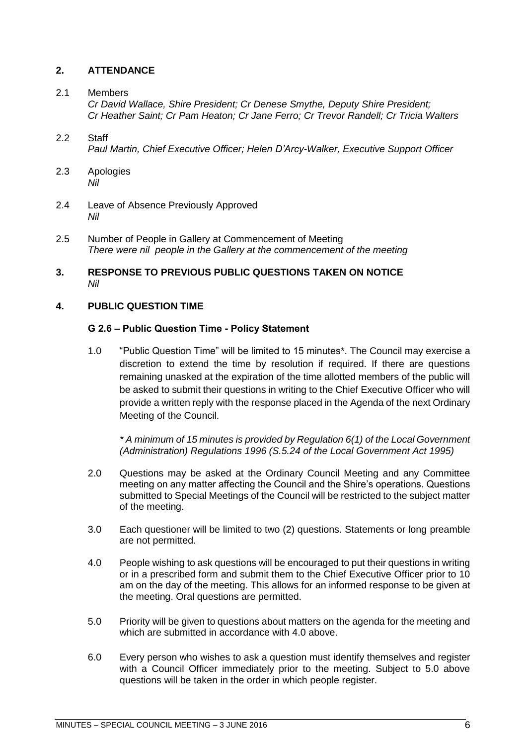## 2. ATTENDANCE

2.1 Members
*Cr David Wallace, Shire President; Cr Denese Smythe, Deputy Shire President; Cr Heather Saint; Cr Pam Heaton; Cr Jane Ferro; Cr Trevor Randell; Cr Tricia Walters*

2.2 Staff
*Paul Martin, Chief Executive Officer; Helen D'Arcy-Walker, Executive Support Officer*

2.3 Apologies
*Nil*

2.4 Leave of Absence Previously Approved
*Nil*

2.5 Number of People in Gallery at Commencement of Meeting
*There were nil people in the Gallery at the commencement of the meeting*

## 3. RESPONSE TO PREVIOUS PUBLIC QUESTIONS TAKEN ON NOTICE

*Nil*

## 4. PUBLIC QUESTION TIME

### G 2.6 – Public Question Time - Policy Statement

1.0 "Public Question Time" will be limited to 15 minutes*. The Council may exercise a discretion to extend the time by resolution if required. If there are questions remaining unasked at the expiration of the time allotted members of the public will be asked to submit their questions in writing to the Chief Executive Officer who will provide a written reply with the response placed in the Agenda of the next Ordinary Meeting of the Council.

*\* A minimum of 15 minutes is provided by Regulation 6(1) of the Local Government (Administration) Regulations 1996 (S.5.24 of the Local Government Act 1995)*

2.0 Questions may be asked at the Ordinary Council Meeting and any Committee meeting on any matter affecting the Council and the Shire's operations. Questions submitted to Special Meetings of the Council will be restricted to the subject matter of the meeting.

3.0 Each questioner will be limited to two (2) questions. Statements or long preamble are not permitted.

4.0 People wishing to ask questions will be encouraged to put their questions in writing or in a prescribed form and submit them to the Chief Executive Officer prior to 10 am on the day of the meeting. This allows for an informed response to be given at the meeting. Oral questions are permitted.

5.0 Priority will be given to questions about matters on the agenda for the meeting and which are submitted in accordance with 4.0 above.

6.0 Every person who wishes to ask a question must identify themselves and register with a Council Officer immediately prior to the meeting. Subject to 5.0 above questions will be taken in the order in which people register.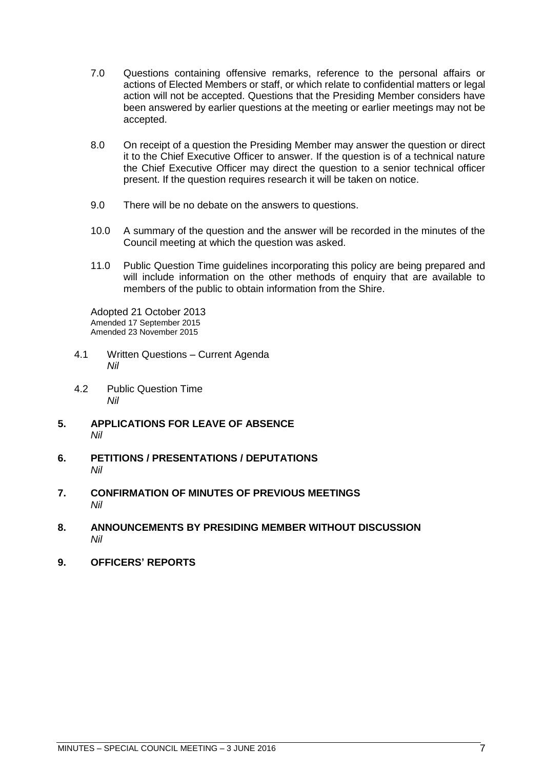7.0 Questions containing offensive remarks, reference to the personal affairs or actions of Elected Members or staff, or which relate to confidential matters or legal action will not be accepted. Questions that the Presiding Member considers have been answered by earlier questions at the meeting or earlier meetings may not be accepted.

8.0 On receipt of a question the Presiding Member may answer the question or direct it to the Chief Executive Officer to answer. If the question is of a technical nature the Chief Executive Officer may direct the question to a senior technical officer present. If the question requires research it will be taken on notice.

9.0 There will be no debate on the answers to questions.

10.0 A summary of the question and the answer will be recorded in the minutes of the Council meeting at which the question was asked.

11.0 Public Question Time guidelines incorporating this policy are being prepared and will include information on the other methods of enquiry that are available to members of the public to obtain information from the Shire.

Adopted 21 October 2013
Amended 17 September 2015
Amended 23 November 2015

4.1 Written Questions – Current Agenda
*Nil*

4.2 Public Question Time
*Nil*

## 5. APPLICATIONS FOR LEAVE OF ABSENCE
*Nil*

## 6. PETITIONS / PRESENTATIONS / DEPUTATIONS
*Nil*

## 7. CONFIRMATION OF MINUTES OF PREVIOUS MEETINGS
*Nil*

## 8. ANNOUNCEMENTS BY PRESIDING MEMBER WITHOUT DISCUSSION
*Nil*

## 9. OFFICERS' REPORTS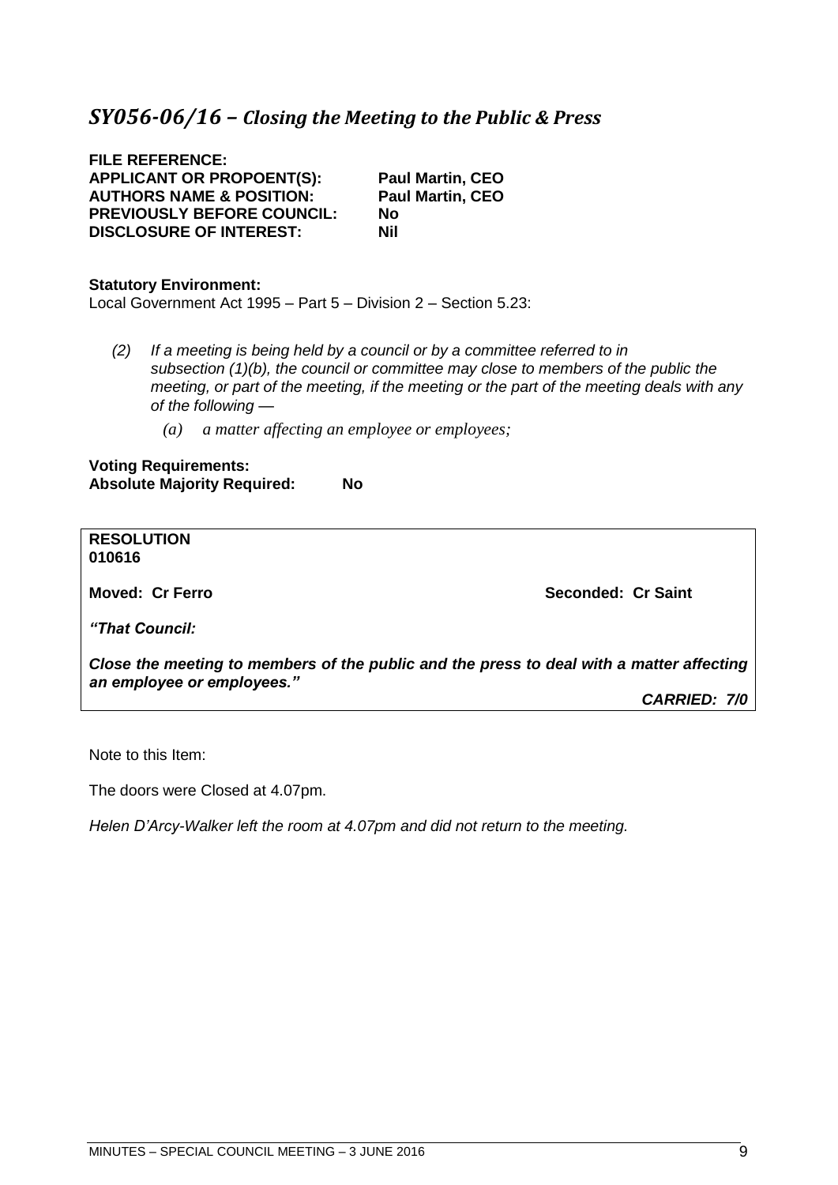## *SY056-06/16 – Closing the Meeting to the Public & Press*

**FILE REFERENCE:**
**APPLICANT OR PROPOENT(S):** **Paul Martin, CEO**
**AUTHORS NAME & POSITION:** **Paul Martin, CEO**
**PREVIOUSLY BEFORE COUNCIL:** **No**
**DISCLOSURE OF INTEREST:** **Nil**

**Statutory Environment:**
Local Government Act 1995 – Part 5 – Division 2 – Section 5.23:

*(2) If a meeting is being held by a council or by a committee referred to in subsection (1)(b), the council or committee may close to members of the public the meeting, or part of the meeting, if the meeting or the part of the meeting deals with any of the following —*

*(a) a matter affecting an employee or employees;*

**Voting Requirements:**
**Absolute Majority Required: No**

**RESOLUTION**
**010616**

**Moved: Cr Ferro** **Seconded: Cr Saint**

***"That Council:***

***Close the meeting to members of the public and the press to deal with a matter affecting an employee or employees."***

***CARRIED: 7/0***

Note to this Item:

The doors were Closed at 4.07pm.

*Helen D'Arcy-Walker left the room at 4.07pm and did not return to the meeting.*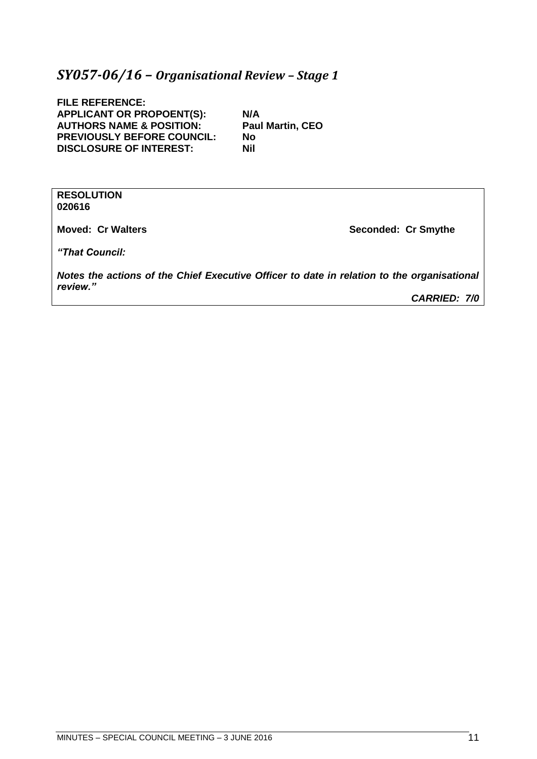## *SY057-06/16 – Organisational Review – Stage 1*

**FILE REFERENCE:**
**APPLICANT OR PROPOENT(S):** **N/A**
**AUTHORS NAME & POSITION:** **Paul Martin, CEO**
**PREVIOUSLY BEFORE COUNCIL:** **No**
**DISCLOSURE OF INTEREST:** **Nil**

**RESOLUTION**
**020616**

**Moved: Cr Walters** **Seconded: Cr Smythe**

***"That Council:***

***Notes the actions of the Chief Executive Officer to date in relation to the organisational review."***

***CARRIED: 7/0***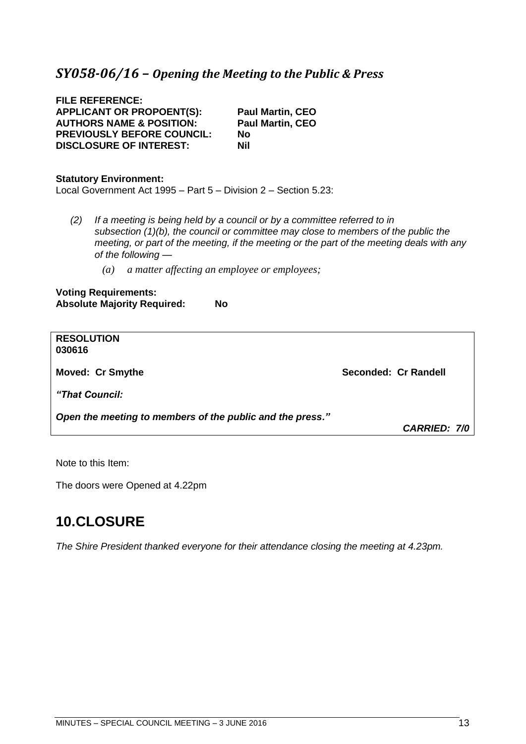## *SY058-06/16 – Opening the Meeting to the Public & Press*

**FILE REFERENCE:**
**APPLICANT OR PROPOENT(S):** **Paul Martin, CEO**
**AUTHORS NAME & POSITION:** **Paul Martin, CEO**
**PREVIOUSLY BEFORE COUNCIL:** **No**
**DISCLOSURE OF INTEREST:** **Nil**

**Statutory Environment:**
Local Government Act 1995 – Part 5 – Division 2 – Section 5.23:

> *(2) If a meeting is being held by a council or by a committee referred to in subsection (1)(b), the council or committee may close to members of the public the meeting, or part of the meeting, if the meeting or the part of the meeting deals with any of the following —*
>
> *(a) a matter affecting an employee or employees;*

**Voting Requirements:**
**Absolute Majority Required:** **No**

**RESOLUTION**
**030616**

**Moved: Cr Smythe** **Seconded: Cr Randell**

***"That Council:***

***Open the meeting to members of the public and the press."***

***CARRIED: 7/0***

Note to this Item:

The doors were Opened at 4.22pm

# 10.CLOSURE

*The Shire President thanked everyone for their attendance closing the meeting at 4.23pm.*